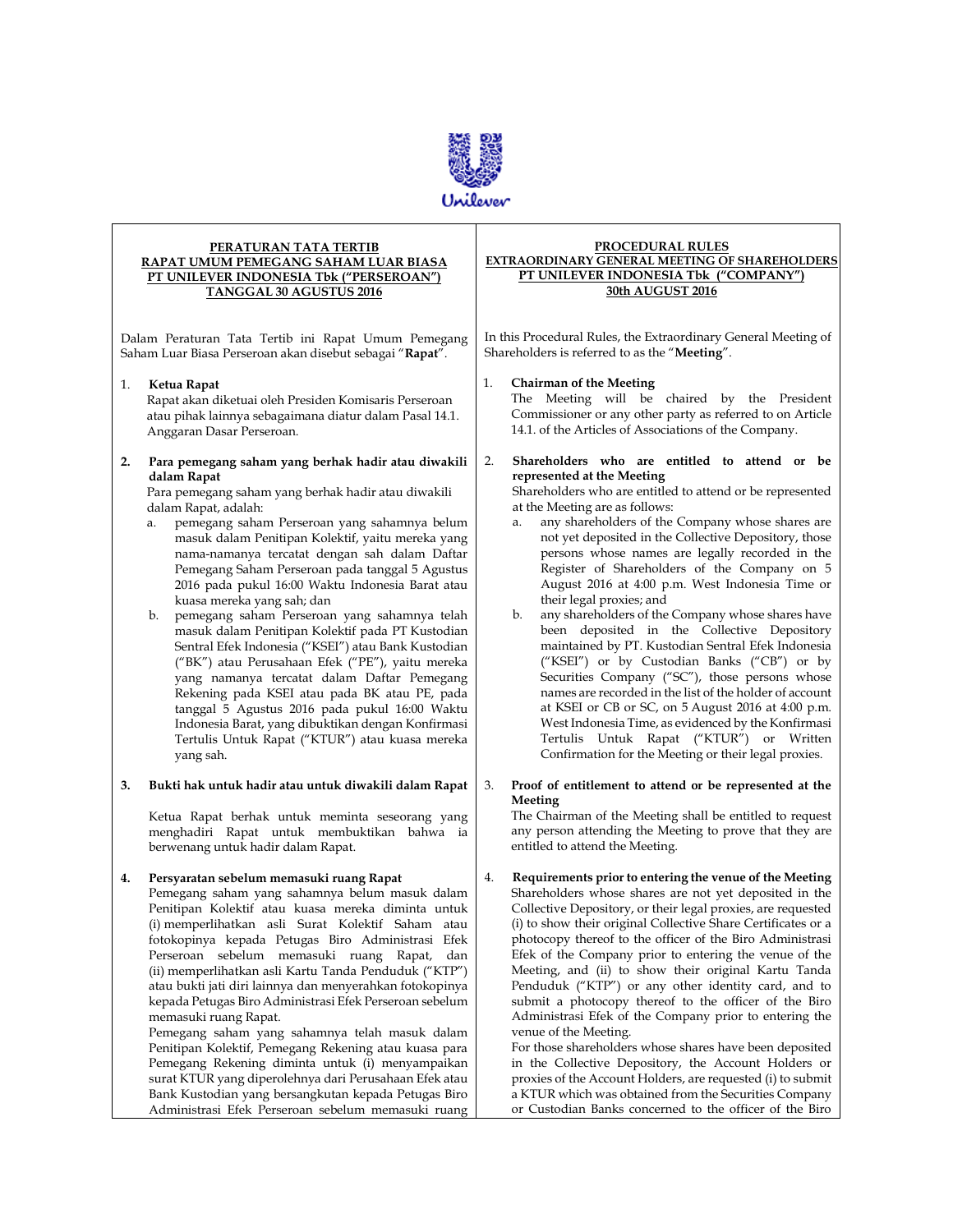Unilever

**PERATURAN TATA TERTIB**
**RAPAT UMUM PEMEGANG SAHAM LUAR BIASA**
**PT UNILEVER INDONESIA Tbk ("PERSEROAN")**
**TANGGAL 30 AGUSTUS 2016**

Dalam Peraturan Tata Tertib ini Rapat Umum Pemegang Saham Luar Biasa Perseroan akan disebut sebagai "**Rapat**".

1. **Ketua Rapat**
   Rapat akan diketuai oleh Presiden Komisaris Perseroan atau pihak lainnya sebagaimana diatur dalam Pasal 14.1. Anggaran Dasar Perseroan.

2. **Para pemegang saham yang berhak hadir atau diwakili dalam Rapat**
   Para pemegang saham yang berhak hadir atau diwakili dalam Rapat, adalah:
   a. pemegang saham Perseroan yang sahamnya belum masuk dalam Penitipan Kolektif, yaitu mereka yang nama-namanya tercatat dengan sah dalam Daftar Pemegang Saham Perseroan pada tanggal 5 Agustus 2016 pada pukul 16:00 Waktu Indonesia Barat atau kuasa mereka yang sah; dan
   b. pemegang saham Perseroan yang sahamnya telah masuk dalam Penitipan Kolektif pada PT Kustodian Sentral Efek Indonesia ("KSEI") atau Bank Kustodian ("BK") atau Perusahaan Efek ("PE"), yaitu mereka yang namanya tercatat dalam Daftar Pemegang Rekening pada KSEI atau pada BK atau PE, pada tanggal 5 Agustus 2016 pada pukul 16:00 Waktu Indonesia Barat, yang dibuktikan dengan Konfirmasi Tertulis Untuk Rapat ("KTUR") atau kuasa mereka yang sah.

3. **Bukti hak untuk hadir atau untuk diwakili dalam Rapat**
   Ketua Rapat berhak untuk meminta seseorang yang menghadiri Rapat untuk membuktikan bahwa ia berwenang untuk hadir dalam Rapat.

4. **Persyaratan sebelum memasuki ruang Rapat**
   Pemegang saham yang sahamnya belum masuk dalam Penitipan Kolektif atau kuasa mereka diminta untuk (i) memperlihatkan asli Surat Kolektif Saham atau fotokopinya kepada Petugas Biro Administrasi Efek Perseroan sebelum memasuki ruang Rapat, dan (ii) memperlihatkan asli Kartu Tanda Penduduk ("KTP") atau bukti jati diri lainnya dan menyerahkan fotokopinya kepada Petugas Biro Administrasi Efek Perseroan sebelum memasuki ruang Rapat.
   Pemegang saham yang sahamnya telah masuk dalam Penitipan Kolektif, Pemegang Rekening atau kuasa para Pemegang Rekening diminta untuk (i) menyampaikan surat KTUR yang diperolehnya dari Perusahaan Efek atau Bank Kustodian yang bersangkutan kepada Petugas Biro Administrasi Efek Perseroan sebelum memasuki ruang

**PROCEDURAL RULES**
**EXTRAORDINARY GENERAL MEETING OF SHAREHOLDERS**
**PT UNILEVER INDONESIA Tbk ("COMPANY")**
**30th AUGUST 2016**

In this Procedural Rules, the Extraordinary General Meeting of Shareholders is referred to as the "**Meeting**".

1. **Chairman of the Meeting**
   The Meeting will be chaired by the President Commissioner or any other party as referred to on Article 14.1. of the Articles of Associations of the Company.

2. **Shareholders who are entitled to attend or be represented at the Meeting**
   Shareholders who are entitled to attend or be represented at the Meeting are as follows:
   a. any shareholders of the Company whose shares are not yet deposited in the Collective Depository, those persons whose names are legally recorded in the Register of Shareholders of the Company on 5 August 2016 at 4:00 p.m. West Indonesia Time or their legal proxies; and
   b. any shareholders of the Company whose shares have been deposited in the Collective Depository maintained by PT. Kustodian Sentral Efek Indonesia ("KSEI") or by Custodian Banks ("CB") or by Securities Company ("SC"), those persons whose names are recorded in the list of the holder of account at KSEI or CB or SC, on 5 August 2016 at 4:00 p.m. West Indonesia Time, as evidenced by the Konfirmasi Tertulis Untuk Rapat ("KTUR") or Written Confirmation for the Meeting or their legal proxies.

3. **Proof of entitlement to attend or be represented at the Meeting**
   The Chairman of the Meeting shall be entitled to request any person attending the Meeting to prove that they are entitled to attend the Meeting.

4. **Requirements prior to entering the venue of the Meeting**
   Shareholders whose shares are not yet deposited in the Collective Depository, or their legal proxies, are requested (i) to show their original Collective Share Certificates or a photocopy thereof to the officer of the Biro Administrasi Efek of the Company prior to entering the venue of the Meeting, and (ii) to show their original Kartu Tanda Penduduk ("KTP") or any other identity card, and to submit a photocopy thereof to the officer of the Biro Administrasi Efek of the Company prior to entering the venue of the Meeting.
   For those shareholders whose shares have been deposited in the Collective Depository, the Account Holders or proxies of the Account Holders, are requested (i) to submit a KTUR which was obtained from the Securities Company or Custodian Banks concerned to the officer of the Biro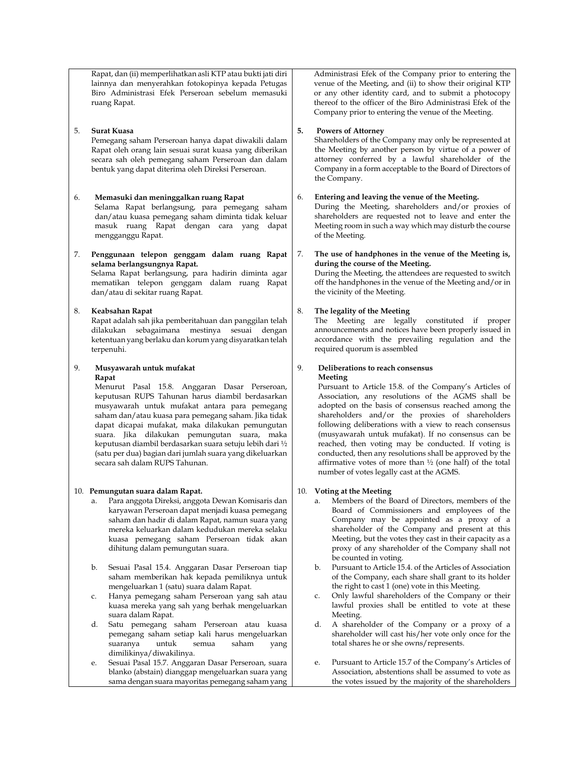Rapat, dan (ii) memperlihatkan asli KTP atau bukti jati diri lainnya dan menyerahkan fotokopinya kepada Petugas Biro Administrasi Efek Perseroan sebelum memasuki ruang Rapat.

5. **Surat Kuasa**
Pemegang saham Perseroan hanya dapat diwakili dalam Rapat oleh orang lain sesuai surat kuasa yang diberikan secara sah oleh pemegang saham Perseroan dan dalam bentuk yang dapat diterima oleh Direksi Perseroan.

6. **Memasuki dan meninggalkan ruang Rapat**
Selama Rapat berlangsung, para pemegang saham dan/atau kuasa pemegang saham diminta tidak keluar masuk ruang Rapat dengan cara yang dapat mengganggu Rapat.

7. **Penggunaan telepon genggam dalam ruang Rapat selama berlangsungnya Rapat.**
Selama Rapat berlangsung, para hadirin diminta agar mematikan telepon genggam dalam ruang Rapat dan/atau di sekitar ruang Rapat.

8. **Keabsahan Rapat**
Rapat adalah sah jika pemberitahuan dan panggilan telah dilakukan sebagaimana mestinya sesuai dengan ketentuan yang berlaku dan korum yang disyaratkan telah terpenuhi.

9. **Musyawarah untuk mufakat Rapat**
Menurut Pasal 15.8. Anggaran Dasar Perseroan, keputusan RUPS Tahunan harus diambil berdasarkan musyawarah untuk mufakat antara para pemegang saham dan/atau kuasa para pemegang saham. Jika tidak dapat dicapai mufakat, maka dilakukan pemungutan suara. Jika dilakukan pemungutan suara, maka keputusan diambil berdasarkan suara setuju lebih dari ½ (satu per dua) bagian dari jumlah suara yang dikeluarkan secara sah dalam RUPS Tahunan.

10. **Pemungutan suara dalam Rapat.**
    a. Para anggota Direksi, anggota Dewan Komisaris dan karyawan Perseroan dapat menjadi kuasa pemegang saham dan hadir di dalam Rapat, namun suara yang mereka keluarkan dalam kedudukan mereka selaku kuasa pemegang saham Perseroan tidak akan dihitung dalam pemungutan suara.
    b. Sesuai Pasal 15.4. Anggaran Dasar Perseroan tiap saham memberikan hak kepada pemiliknya untuk mengeluarkan 1 (satu) suara dalam Rapat.
    c. Hanya pemegang saham Perseroan yang sah atau kuasa mereka yang sah yang berhak mengeluarkan suara dalam Rapat.
    d. Satu pemegang saham Perseroan atau kuasa pemegang saham setiap kali harus mengeluarkan suaranya untuk semua saham yang dimilikinya/diwakilinya.
    e. Sesuai Pasal 15.7. Anggaran Dasar Perseroan, suara blanko (abstain) dianggap mengeluarkan suara yang sama dengan suara mayoritas pemegang saham yang

Administrasi Efek of the Company prior to entering the venue of the Meeting, and (ii) to show their original KTP or any other identity card, and to submit a photocopy thereof to the officer of the Biro Administrasi Efek of the Company prior to entering the venue of the Meeting.

5. **Powers of Attorney**
Shareholders of the Company may only be represented at the Meeting by another person by virtue of a power of attorney conferred by a lawful shareholder of the Company in a form acceptable to the Board of Directors of the Company.

6. **Entering and leaving the venue of the Meeting.**
During the Meeting, shareholders and/or proxies of shareholders are requested not to leave and enter the Meeting room in such a way which may disturb the course of the Meeting.

7. **The use of handphones in the venue of the Meeting is, during the course of the Meeting.**
During the Meeting, the attendees are requested to switch off the handphones in the venue of the Meeting and/or in the vicinity of the Meeting.

8. **The legality of the Meeting**
The Meeting are legally constituted if proper announcements and notices have been properly issued in accordance with the prevailing regulation and the required quorum is assembled

9. **Deliberations to reach consensus Meeting**
Pursuant to Article 15.8. of the Company's Articles of Association, any resolutions of the AGMS shall be adopted on the basis of consensus reached among the shareholders and/or the proxies of shareholders following deliberations with a view to reach consensus (musyawarah untuk mufakat). If no consensus can be reached, then voting may be conducted. If voting is conducted, then any resolutions shall be approved by the affirmative votes of more than ½ (one half) of the total number of votes legally cast at the AGMS.

10. **Voting at the Meeting**
    a. Members of the Board of Directors, members of the Board of Commissioners and employees of the Company may be appointed as a proxy of a shareholder of the Company and present at this Meeting, but the votes they cast in their capacity as a proxy of any shareholder of the Company shall not be counted in voting.
    b. Pursuant to Article 15.4. of the Articles of Association of the Company, each share shall grant to its holder the right to cast 1 (one) vote in this Meeting.
    c. Only lawful shareholders of the Company or their lawful proxies shall be entitled to vote at these Meeting.
    d. A shareholder of the Company or a proxy of a shareholder will cast his/her vote only once for the total shares he or she owns/represents.
    e. Pursuant to Article 15.7 of the Company's Articles of Association, abstentions shall be assumed to vote as the votes issued by the majority of the shareholders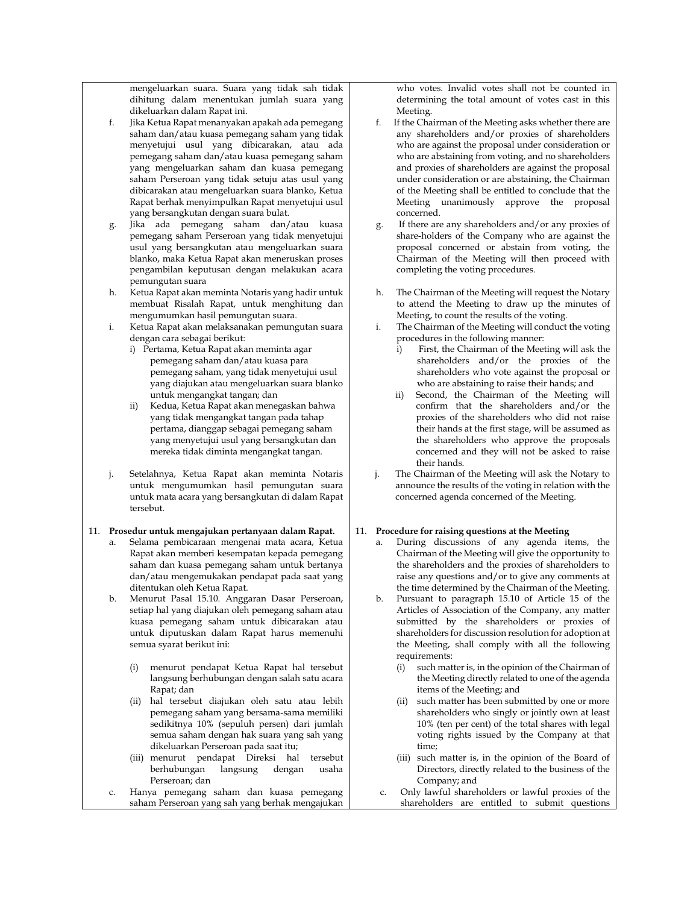mengeluarkan suara. Suara yang tidak sah tidak dihitung dalam menentukan jumlah suara yang dikeluarkan dalam Rapat ini.

f. Jika Ketua Rapat menanyakan apakah ada pemegang saham dan/atau kuasa pemegang saham yang tidak menyetujui usul yang dibicarakan, atau ada pemegang saham dan/atau kuasa pemegang saham yang mengeluarkan saham dan kuasa pemegang saham Perseroan yang tidak setuju atas usul yang dibicarakan atau mengeluarkan suara blanko, Ketua Rapat berhak menyimpulkan Rapat menyetujui usul yang bersangkutan dengan suara bulat.

g. Jika ada pemegang saham dan/atau kuasa pemegang saham Perseroan yang tidak menyetujui usul yang bersangkutan atau mengeluarkan suara blanko, maka Ketua Rapat akan meneruskan proses pengambilan keputusan dengan melakukan acara pemungutan suara

h. Ketua Rapat akan meminta Notaris yang hadir untuk membuat Risalah Rapat, untuk menghitung dan mengumumkan hasil pemungutan suara.

i. Ketua Rapat akan melaksanakan pemungutan suara dengan cara sebagai berikut:
   i) Pertama, Ketua Rapat akan meminta agar pemegang saham dan/atau kuasa para pemegang saham, yang tidak menyetujui usul yang diajukan atau mengeluarkan suara blanko untuk mengangkat tangan; dan
   ii) Kedua, Ketua Rapat akan menegaskan bahwa yang tidak mengangkat tangan pada tahap pertama, dianggap sebagai pemegang saham yang menyetujui usul yang bersangkutan dan mereka tidak diminta mengangkat tangan.

j. Setelahnya, Ketua Rapat akan meminta Notaris untuk mengumumkan hasil pemungutan suara untuk mata acara yang bersangkutan di dalam Rapat tersebut.

11. **Prosedur untuk mengajukan pertanyaan dalam Rapat.**

a. Selama pembicaraan mengenai mata acara, Ketua Rapat akan memberi kesempatan kepada pemegang saham dan kuasa pemegang saham untuk bertanya dan/atau mengemukakan pendapat pada saat yang ditentukan oleh Ketua Rapat.

b. Menurut Pasal 15.10. Anggaran Dasar Perseroan, setiap hal yang diajukan oleh pemegang saham atau kuasa pemegang saham untuk dibicarakan atau untuk diputuskan dalam Rapat harus memenuhi semua syarat berikut ini:
   (i) menurut pendapat Ketua Rapat hal tersebut langsung berhubungan dengan salah satu acara Rapat; dan
   (ii) hal tersebut diajukan oleh satu atau lebih pemegang saham yang bersama-sama memiliki sedikitnya 10% (sepuluh persen) dari jumlah semua saham dengan hak suara yang sah yang dikeluarkan Perseroan pada saat itu;
   (iii) menurut pendapat Direksi hal tersebut berhubungan langsung dengan usaha Perseroan; dan

c. Hanya pemegang saham dan kuasa pemegang saham Perseroan yang sah yang berhak mengajukan

---

who votes. Invalid votes shall not be counted in determining the total amount of votes cast in this Meeting.

f. If the Chairman of the Meeting asks whether there are any shareholders and/or proxies of shareholders who are against the proposal under consideration or who are abstaining from voting, and no shareholders and proxies of shareholders are against the proposal under consideration or are abstaining, the Chairman of the Meeting shall be entitled to conclude that the Meeting unanimously approve the proposal concerned.

g. If there are any shareholders and/or any proxies of share-holders of the Company who are against the proposal concerned or abstain from voting, the Chairman of the Meeting will then proceed with completing the voting procedures.

h. The Chairman of the Meeting will request the Notary to attend the Meeting to draw up the minutes of Meeting, to count the results of the voting.

i. The Chairman of the Meeting will conduct the voting procedures in the following manner:
   i) First, the Chairman of the Meeting will ask the shareholders and/or the proxies of the shareholders who vote against the proposal or who are abstaining to raise their hands; and
   ii) Second, the Chairman of the Meeting will confirm that the shareholders and/or the proxies of the shareholders who did not raise their hands at the first stage, will be assumed as the shareholders who approve the proposals concerned and they will not be asked to raise their hands.

j. The Chairman of the Meeting will ask the Notary to announce the results of the voting in relation with the concerned agenda concerned of the Meeting.

11. **Procedure for raising questions at the Meeting**

a. During discussions of any agenda items, the Chairman of the Meeting will give the opportunity to the shareholders and the proxies of shareholders to raise any questions and/or to give any comments at the time determined by the Chairman of the Meeting.

b. Pursuant to paragraph 15.10 of Article 15 of the Articles of Association of the Company, any matter submitted by the shareholders or proxies of shareholders for discussion resolution for adoption at the Meeting, shall comply with all the following requirements:
   (i) such matter is, in the opinion of the Chairman of the Meeting directly related to one of the agenda items of the Meeting; and
   (ii) such matter has been submitted by one or more shareholders who singly or jointly own at least 10% (ten per cent) of the total shares with legal voting rights issued by the Company at that time;
   (iii) such matter is, in the opinion of the Board of Directors, directly related to the business of the Company; and

c. Only lawful shareholders or lawful proxies of the shareholders are entitled to submit questions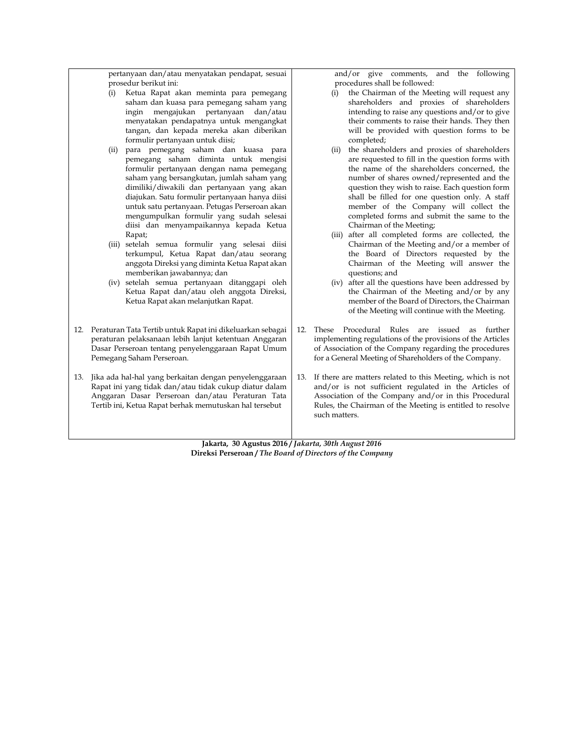pertanyaan dan/atau menyatakan pendapat, sesuai prosedur berikut ini:

(i) Ketua Rapat akan meminta para pemegang saham dan kuasa para pemegang saham yang ingin mengajukan pertanyaan dan/atau menyatakan pendapatnya untuk mengangkat tangan, dan kepada mereka akan diberikan formulir pertanyaan untuk diisi;

(ii) para pemegang saham dan kuasa para pemegang saham diminta untuk mengisi formulir pertanyaan dengan nama pemegang saham yang bersangkutan, jumlah saham yang dimiliki/diwakili dan pertanyaan yang akan diajukan. Satu formulir pertanyaan hanya diisi untuk satu pertanyaan. Petugas Perseroan akan mengumpulkan formulir yang sudah selesai diisi dan menyampaikannya kepada Ketua Rapat;

(iii) setelah semua formulir yang selesai diisi terkumpul, Ketua Rapat dan/atau seorang anggota Direksi yang diminta Ketua Rapat akan memberikan jawabannya; dan

(iv) setelah semua pertanyaan ditanggapi oleh Ketua Rapat dan/atau oleh anggota Direksi, Ketua Rapat akan melanjutkan Rapat.

12. Peraturan Tata Tertib untuk Rapat ini dikeluarkan sebagai peraturan pelaksanaan lebih lanjut ketentuan Anggaran Dasar Perseroan tentang penyelenggaraan Rapat Umum Pemegang Saham Perseroan.

13. Jika ada hal-hal yang berkaitan dengan penyelenggaraan Rapat ini yang tidak dan/atau tidak cukup diatur dalam Anggaran Dasar Perseroan dan/atau Peraturan Tata Tertib ini, Ketua Rapat berhak memutuskan hal tersebut

and/or give comments, and the following procedures shall be followed:

(i) the Chairman of the Meeting will request any shareholders and proxies of shareholders intending to raise any questions and/or to give their comments to raise their hands. They then will be provided with question forms to be completed;

(ii) the shareholders and proxies of shareholders are requested to fill in the question forms with the name of the shareholders concerned, the number of shares owned/represented and the question they wish to raise. Each question form shall be filled for one question only. A staff member of the Company will collect the completed forms and submit the same to the Chairman of the Meeting;

(iii) after all completed forms are collected, the Chairman of the Meeting and/or a member of the Board of Directors requested by the Chairman of the Meeting will answer the questions; and

(iv) after all the questions have been addressed by the Chairman of the Meeting and/or by any member of the Board of Directors, the Chairman of the Meeting will continue with the Meeting.

12. These Procedural Rules are issued as further implementing regulations of the provisions of the Articles of Association of the Company regarding the procedures for a General Meeting of Shareholders of the Company.

13. If there are matters related to this Meeting, which is not and/or is not sufficient regulated in the Articles of Association of the Company and/or in this Procedural Rules, the Chairman of the Meeting is entitled to resolve such matters.

**Jakarta, 30 Agustus 2016 /** ***Jakarta, 30th August 2016***
**Direksi Perseroan /** ***The Board of Directors of the Company***